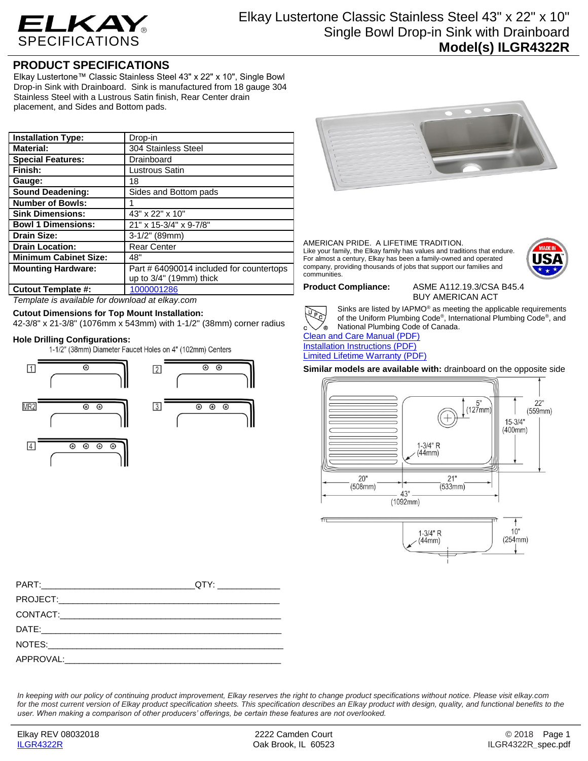# ELKAY SPECIFICATIONS

## Elkay Lustertone Classic Stainless Steel 43" x 22" x 10" Single Bowl Drop-in Sink with Drainboard

**Model(s) ILGR4322R**

## PRODUCT SPECIFICATIONS

Elkay Lustertone™ Classic Stainless Steel 43" x 22" x 10", Single Bowl Drop-in Sink with Drainboard. Sink is manufactured from 18 gauge 304 Stainless Steel with a Lustrous Satin finish, Rear Center drain placement, and Sides and Bottom pads.

| | |
|---|---|
| **Installation Type:** | Drop-in |
| **Material:** | 304 Stainless Steel |
| **Special Features:** | Drainboard |
| **Finish:** | Lustrous Satin |
| **Gauge:** | 18 |
| **Sound Deadening:** | Sides and Bottom pads |
| **Number of Bowls:** | 1 |
| **Sink Dimensions:** | 43" x 22" x 10" |
| **Bowl 1 Dimensions:** | 21" x 15-3/4" x 9-7/8" |
| **Drain Size:** | 3-1/2" (89mm) |
| **Drain Location:** | Rear Center |
| **Minimum Cabinet Size:** | 48" |
| **Mounting Hardware:** | Part # 64090014 included for countertops up to 3/4" (19mm) thick |
| **Cutout Template #:** | 1000001286 |

*Template is available for download at elkay.com*

**Cutout Dimensions for Top Mount Installation:**
42-3/8" x 21-3/8" (1076mm x 543mm) with 1-1/2" (38mm) corner radius

**Hole Drilling Configurations:**
1-1/2" (38mm) Diameter Faucet Holes on 4" (102mm) Centers

1, 2, MR2, 3, 4

AMERICAN PRIDE. A LIFETIME TRADITION.
Like your family, the Elkay family has values and traditions that endure. For almost a century, Elkay has been a family-owned and operated company, providing thousands of jobs that support our families and communities.

MADE IN USA

**Product Compliance:** ASME A112.19.3/CSA B45.4
BUY AMERICAN ACT

Sinks are listed by IAPMO® as meeting the applicable requirements of the Uniform Plumbing Code®, International Plumbing Code®, and National Plumbing Code of Canada.

Clean and Care Manual (PDF)
Installation Instructions (PDF)
Limited Lifetime Warranty (PDF)

**Similar models are available with:** drainboard on the opposite side

5" (127mm); 22" (559mm); 15-3/4" (400mm); 1-3/4" R (44mm); 20" (508mm); 21" (533mm); 43" (1092mm); 1-3/4" R (44mm); 10" (254mm)

PART:_______________________________ QTY: ____________
PROJECT:_______________________________________________
CONTACT:_______________________________________________
DATE:__________________________________________________
NOTES:_________________________________________________
APPROVAL:______________________________________________

*In keeping with our policy of continuing product improvement, Elkay reserves the right to change product specifications without notice. Please visit elkay.com for the most current version of Elkay product specification sheets. This specification describes an Elkay product with design, quality, and functional benefits to the user. When making a comparison of other producers' offerings, be certain these features are not overlooked.*

Elkay REV 08032018 | 2222 Camden Court, Oak Brook, IL 60523 | © 2018
ILGR4322R | ILGR4322R_spec.pdf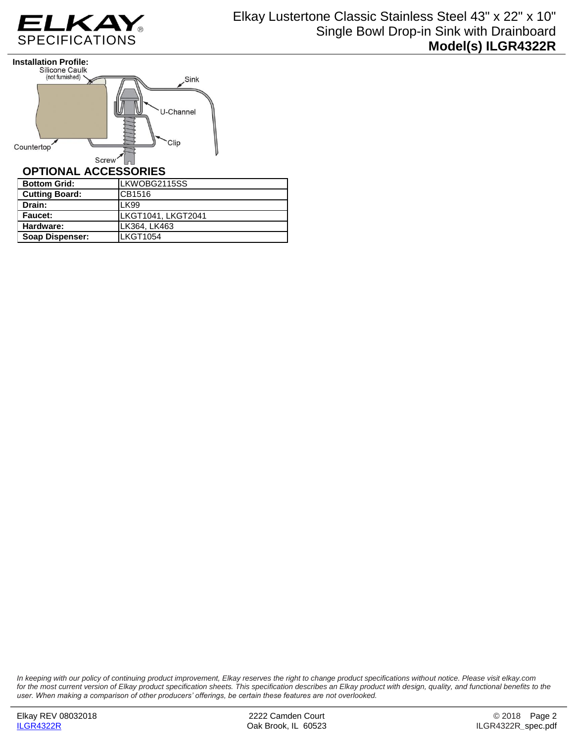**Installation Profile:**

Silicone Caulk
(not furnished)

Sink

U-Channel

Clip

Countertop

Screw

## OPTIONAL ACCESSORIES

| | |
|---|---|
| **Bottom Grid:** | LKWOBG2115SS |
| **Cutting Board:** | CB1516 |
| **Drain:** | LK99 |
| **Faucet:** | LKGT1041, LKGT2041 |
| **Hardware:** | LK364, LK463 |
| **Soap Dispenser:** | LKGT1054 |

*In keeping with our policy of continuing product improvement, Elkay reserves the right to change product specifications without notice. Please visit elkay.com for the most current version of Elkay product specification sheets. This specification describes an Elkay product with design, quality, and functional benefits to the user. When making a comparison of other producers' offerings, be certain these features are not overlooked.*

Elkay REV 08032018
ILGR4322R

2222 Camden Court
Oak Brook, IL 60523

© 2018
ILGR4322R_spec.pdf